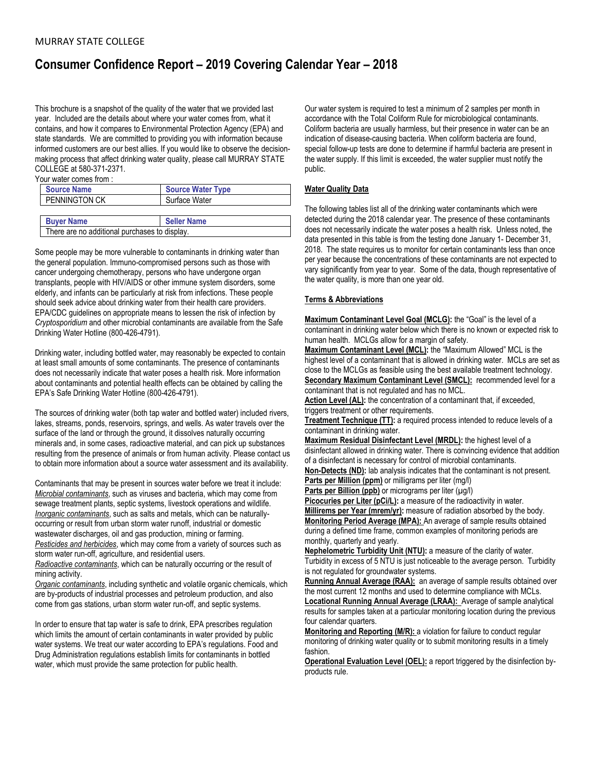MURRAY STATE COLLEGE

# Consumer Confidence Report – 2019 Covering Calendar Year – 2018

This brochure is a snapshot of the quality of the water that we provided last year. Included are the details about where your water comes from, what it contains, and how it compares to Environmental Protection Agency (EPA) and state standards. We are committed to providing you with information because informed customers are our best allies. If you would like to observe the decision-making process that affect drinking water quality, please call MURRAY STATE COLLEGE at 580-371-2371.

Your water comes from :

| Source Name | Source Water Type |
| --- | --- |
| PENNINGTON CK | Surface Water |

| Buyer Name | Seller Name |
| --- | --- |
| There are no additional purchases to display. | |

Some people may be more vulnerable to contaminants in drinking water than the general population. Immuno-compromised persons such as those with cancer undergoing chemotherapy, persons who have undergone organ transplants, people with HIV/AIDS or other immune system disorders, some elderly, and infants can be particularly at risk from infections. These people should seek advice about drinking water from their health care providers. EPA/CDC guidelines on appropriate means to lessen the risk of infection by *Cryptosporidium* and other microbial contaminants are available from the Safe Drinking Water Hotline (800-426-4791).

Drinking water, including bottled water, may reasonably be expected to contain at least small amounts of some contaminants. The presence of contaminants does not necessarily indicate that water poses a health risk. More information about contaminants and potential health effects can be obtained by calling the EPA's Safe Drinking Water Hotline (800-426-4791).

The sources of drinking water (both tap water and bottled water) included rivers, lakes, streams, ponds, reservoirs, springs, and wells. As water travels over the surface of the land or through the ground, it dissolves naturally occurring minerals and, in some cases, radioactive material, and can pick up substances resulting from the presence of animals or from human activity. Please contact us to obtain more information about a source water assessment and its availability.

Contaminants that may be present in sources water before we treat it include:
*Microbial contaminants*, such as viruses and bacteria, which may come from sewage treatment plants, septic systems, livestock operations and wildlife.
*Inorganic contaminants*, such as salts and metals, which can be naturally-occurring or result from urban storm water runoff, industrial or domestic wastewater discharges, oil and gas production, mining or farming.
*Pesticides and herbicides*, which may come from a variety of sources such as storm water run-off, agriculture, and residential users.
*Radioactive contaminants*, which can be naturally occurring or the result of mining activity.
*Organic contaminants*, including synthetic and volatile organic chemicals, which are by-products of industrial processes and petroleum production, and also come from gas stations, urban storm water run-off, and septic systems.

In order to ensure that tap water is safe to drink, EPA prescribes regulation which limits the amount of certain contaminants in water provided by public water systems. We treat our water according to EPA's regulations. Food and Drug Administration regulations establish limits for contaminants in bottled water, which must provide the same protection for public health.

Our water system is required to test a minimum of 2 samples per month in accordance with the Total Coliform Rule for microbiological contaminants. Coliform bacteria are usually harmless, but their presence in water can be an indication of disease-causing bacteria. When coliform bacteria are found, special follow-up tests are done to determine if harmful bacteria are present in the water supply. If this limit is exceeded, the water supplier must notify the public.

**Water Quality Data**

The following tables list all of the drinking water contaminants which were detected during the 2018 calendar year. The presence of these contaminants does not necessarily indicate the water poses a health risk. Unless noted, the data presented in this table is from the testing done January 1- December 31, 2018. The state requires us to monitor for certain contaminants less than once per year because the concentrations of these contaminants are not expected to vary significantly from year to year. Some of the data, though representative of the water quality, is more than one year old.

**Terms & Abbreviations**

**Maximum Contaminant Level Goal (MCLG):** the "Goal" is the level of a contaminant in drinking water below which there is no known or expected risk to human health. MCLGs allow for a margin of safety.
**Maximum Contaminant Level (MCL):** the "Maximum Allowed" MCL is the highest level of a contaminant that is allowed in drinking water. MCLs are set as close to the MCLGs as feasible using the best available treatment technology.
**Secondary Maximum Contaminant Level (SMCL):** recommended level for a contaminant that is not regulated and has no MCL.
**Action Level (AL):** the concentration of a contaminant that, if exceeded, triggers treatment or other requirements.
**Treatment Technique (TT):** a required process intended to reduce levels of a contaminant in drinking water.
**Maximum Residual Disinfectant Level (MRDL):** the highest level of a disinfectant allowed in drinking water. There is convincing evidence that addition of a disinfectant is necessary for control of microbial contaminants.
**Non-Detects (ND):** lab analysis indicates that the contaminant is not present.
**Parts per Million (ppm)** or milligrams per liter (mg/l)
**Parts per Billion (ppb)** or micrograms per liter (µg/l)
**Picocuries per Liter (pCi/L):** a measure of the radioactivity in water.
**Millirems per Year (mrem/yr):** measure of radiation absorbed by the body.
**Monitoring Period Average (MPA):** An average of sample results obtained during a defined time frame, common examples of monitoring periods are monthly, quarterly and yearly.
**Nephelometric Turbidity Unit (NTU):** a measure of the clarity of water. Turbidity in excess of 5 NTU is just noticeable to the average person. Turbidity is not regulated for groundwater systems.
**Running Annual Average (RAA):** an average of sample results obtained over the most current 12 months and used to determine compliance with MCLs.
**Locational Running Annual Average (LRAA):** Average of sample analytical results for samples taken at a particular monitoring location during the previous four calendar quarters.
**Monitoring and Reporting (M/R):** a violation for failure to conduct regular monitoring of drinking water quality or to submit monitoring results in a timely fashion.
**Operational Evaluation Level (OEL):** a report triggered by the disinfection by-products rule.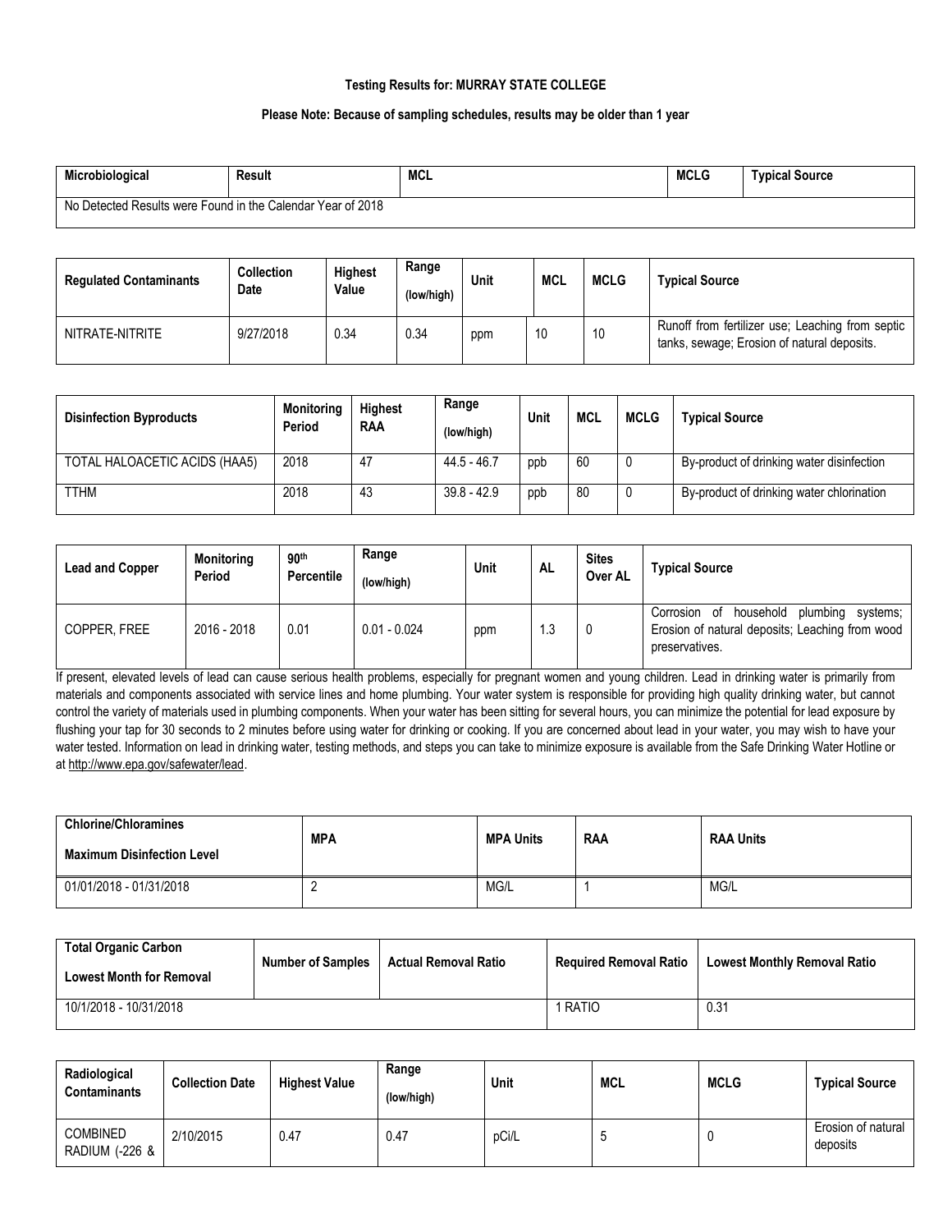**Testing Results for: MURRAY STATE COLLEGE**

**Please Note: Because of sampling schedules, results may be older than 1 year**

| Microbiological | Result | MCL | MCLG | Typical Source |
|---|---|---|---|---|
| No Detected Results were Found in the Calendar Year of 2018 | | | | |

| Regulated Contaminants | Collection Date | Highest Value | Range (low/high) | Unit | MCL | MCLG | Typical Source |
|---|---|---|---|---|---|---|---|
| NITRATE-NITRITE | 9/27/2018 | 0.34 | 0.34 | ppm | 10 | 10 | Runoff from fertilizer use; Leaching from septic tanks, sewage; Erosion of natural deposits. |

| Disinfection Byproducts | Monitoring Period | Highest RAA | Range (low/high) | Unit | MCL | MCLG | Typical Source |
|---|---|---|---|---|---|---|---|
| TOTAL HALOACETIC ACIDS (HAA5) | 2018 | 47 | 44.5 - 46.7 | ppb | 60 | 0 | By-product of drinking water disinfection |
| TTHM | 2018 | 43 | 39.8 - 42.9 | ppb | 80 | 0 | By-product of drinking water chlorination |

| Lead and Copper | Monitoring Period | 90th Percentile | Range (low/high) | Unit | AL | Sites Over AL | Typical Source |
|---|---|---|---|---|---|---|---|
| COPPER, FREE | 2016 - 2018 | 0.01 | 0.01 - 0.024 | ppm | 1.3 | 0 | Corrosion of household plumbing systems; Erosion of natural deposits; Leaching from wood preservatives. |

If present, elevated levels of lead can cause serious health problems, especially for pregnant women and young children. Lead in drinking water is primarily from materials and components associated with service lines and home plumbing. Your water system is responsible for providing high quality drinking water, but cannot control the variety of materials used in plumbing components. When your water has been sitting for several hours, you can minimize the potential for lead exposure by flushing your tap for 30 seconds to 2 minutes before using water for drinking or cooking. If you are concerned about lead in your water, you may wish to have your water tested. Information on lead in drinking water, testing methods, and steps you can take to minimize exposure is available from the Safe Drinking Water Hotline or at http://www.epa.gov/safewater/lead.

| Chlorine/Chloramines Maximum Disinfection Level | MPA | MPA Units | RAA | RAA Units |
|---|---|---|---|---|
| 01/01/2018 - 01/31/2018 | 2 | MG/L | 1 | MG/L |

| Total Organic Carbon Lowest Month for Removal | Number of Samples | Actual Removal Ratio | Required Removal Ratio | Lowest Monthly Removal Ratio |
|---|---|---|---|---|
| 10/1/2018 - 10/31/2018 | | | 1 RATIO | 0.31 |

| Radiological Contaminants | Collection Date | Highest Value | Range (low/high) | Unit | MCL | MCLG | Typical Source |
|---|---|---|---|---|---|---|---|
| COMBINED RADIUM (-226 & | 2/10/2015 | 0.47 | 0.47 | pCi/L | 5 | 0 | Erosion of natural deposits |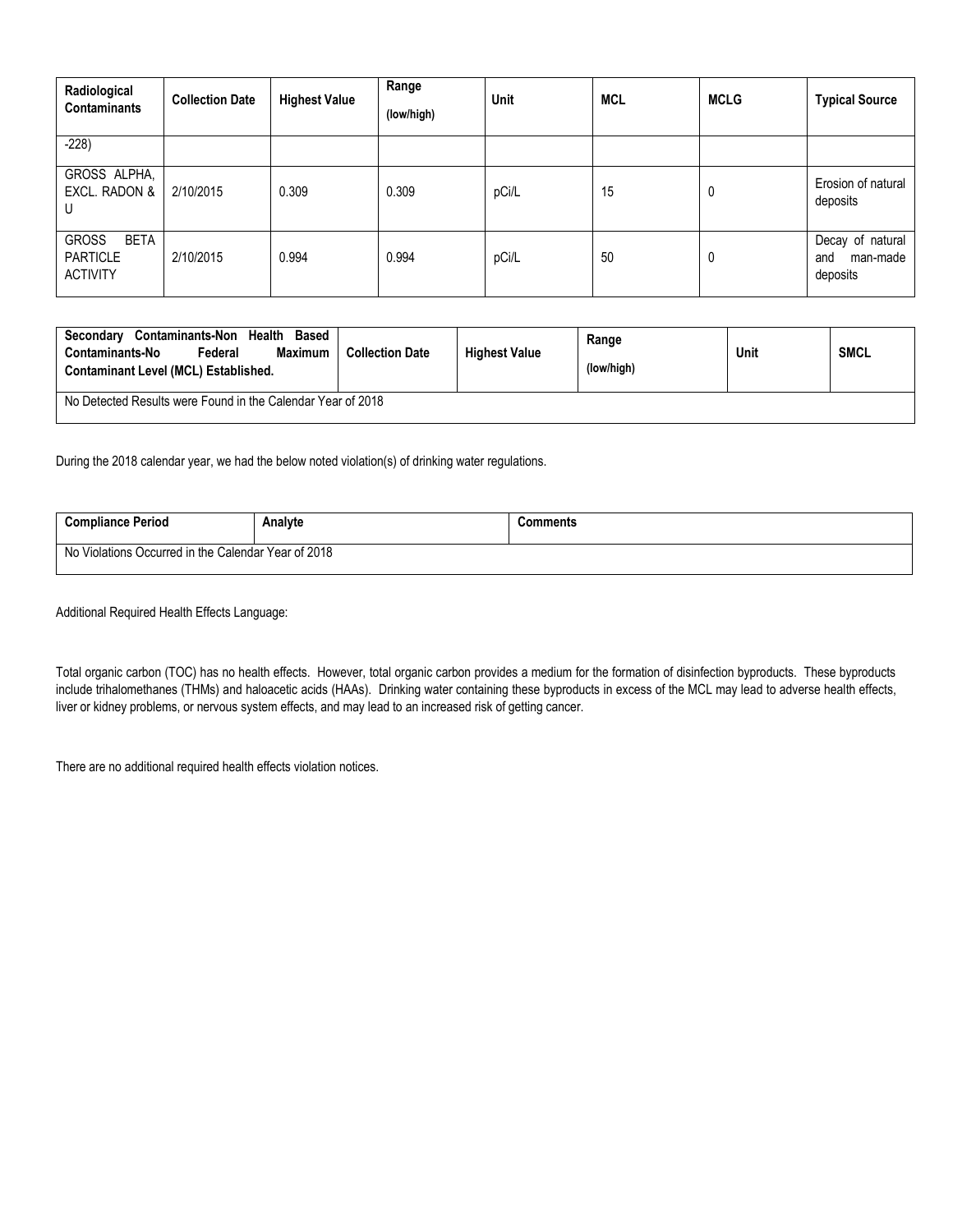| Radiological Contaminants | Collection Date | Highest Value | Range (low/high) | Unit | MCL | MCLG | Typical Source |
|---|---|---|---|---|---|---|---|
| -228) | | | | | | | |
| GROSS ALPHA, EXCL. RADON & U | 2/10/2015 | 0.309 | 0.309 | pCi/L | 15 | 0 | Erosion of natural deposits |
| GROSS BETA PARTICLE ACTIVITY | 2/10/2015 | 0.994 | 0.994 | pCi/L | 50 | 0 | Decay of natural and man-made deposits |

| Secondary Contaminants-Non Health Based Contaminants-No Federal Maximum Contaminant Level (MCL) Established. | Collection Date | Highest Value | Range (low/high) | Unit | SMCL |
|---|---|---|---|---|---|
| No Detected Results were Found in the Calendar Year of 2018 | | | | | |

During the 2018 calendar year, we had the below noted violation(s) of drinking water regulations.

| Compliance Period | Analyte | Comments |
|---|---|---|
| No Violations Occurred in the Calendar Year of 2018 | | |

Additional Required Health Effects Language:

Total organic carbon (TOC) has no health effects. However, total organic carbon provides a medium for the formation of disinfection byproducts. These byproducts include trihalomethanes (THMs) and haloacetic acids (HAAs). Drinking water containing these byproducts in excess of the MCL may lead to adverse health effects, liver or kidney problems, or nervous system effects, and may lead to an increased risk of getting cancer.

There are no additional required health effects violation notices.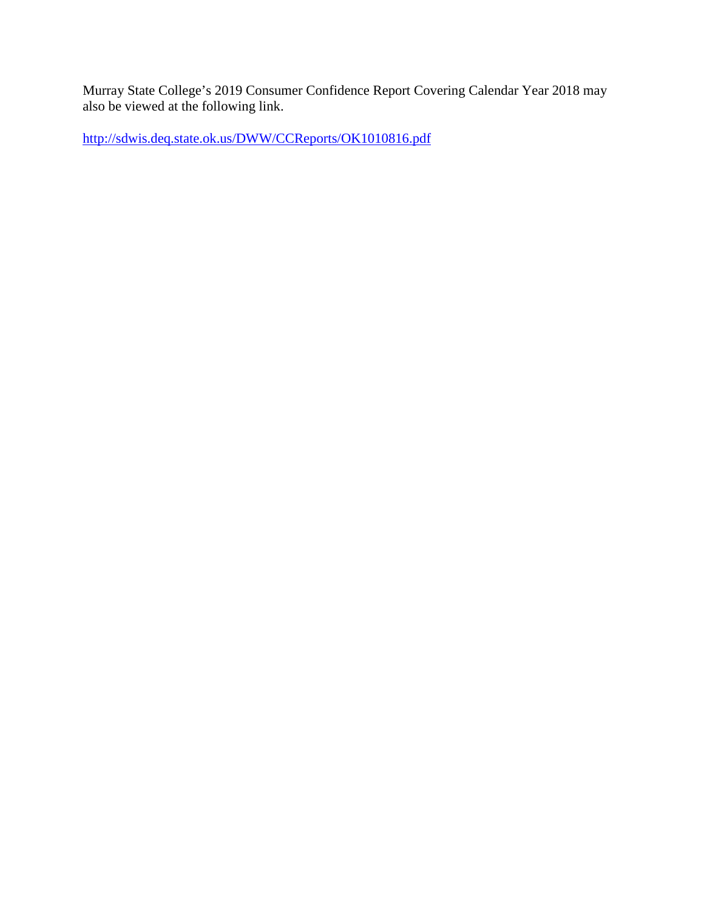Murray State College's 2019 Consumer Confidence Report Covering Calendar Year 2018 may also be viewed at the following link.

[http://sdwis.deq.state.ok.us/DWW/CCReports/OK1010816.pdf](http://sdwis.deq.state.ok.us/DWW/CCReports/OK1010816.pdf)